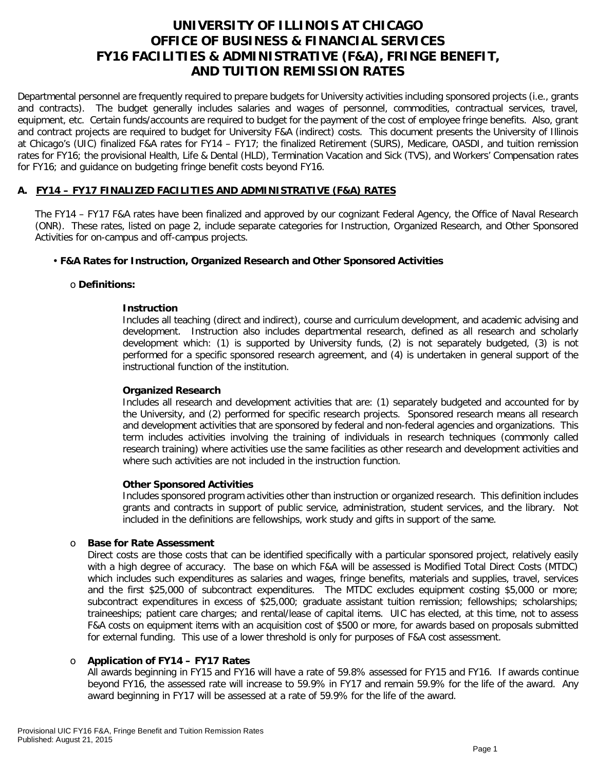# UNIVERSITY OF ILLINOIS AT CHICAGO
# OFFICE OF BUSINESS & FINANCIAL SERVICES
# FY16 FACILITIES & ADMINISTRATIVE (F&A), FRINGE BENEFIT, AND TUITION REMISSION RATES

Departmental personnel are frequently required to prepare budgets for University activities including sponsored projects (i.e., grants and contracts). The budget generally includes salaries and wages of personnel, commodities, contractual services, travel, equipment, etc. Certain funds/accounts are required to budget for the payment of the cost of employee fringe benefits. Also, grant and contract projects are required to budget for University F&A (indirect) costs. This document presents the University of Illinois at Chicago's (UIC) finalized F&A rates for FY14 – FY17; the finalized Retirement (SURS), Medicare, OASDI, and tuition remission rates for FY16; the provisional Health, Life & Dental (HLD), Termination Vacation and Sick (TVS), and Workers' Compensation rates for FY16; and guidance on budgeting fringe benefit costs beyond FY16.

## A. FY14 – FY17 FINALIZED FACILITIES AND ADMINISTRATIVE (F&A) RATES

The FY14 – FY17 F&A rates have been finalized and approved by our cognizant Federal Agency, the Office of Naval Research (ONR). These rates, listed on page 2, include separate categories for Instruction, Organized Research, and Other Sponsored Activities for on-campus and off-campus projects.

- **F&A Rates for Instruction, Organized Research and Other Sponsored Activities**

  - **Definitions:**

    **Instruction**
    Includes all teaching (direct and indirect), course and curriculum development, and academic advising and development. Instruction also includes departmental research, defined as all research and scholarly development which: (1) is supported by University funds, (2) is not separately budgeted, (3) is not performed for a specific sponsored research agreement, and (4) is undertaken in general support of the instructional function of the institution.

    **Organized Research**
    Includes all research and development activities that are: (1) separately budgeted and accounted for by the University, and (2) performed for specific research projects. Sponsored research means all research and development activities that are sponsored by federal and non-federal agencies and organizations. This term includes activities involving the training of individuals in research techniques (commonly called research training) where activities use the same facilities as other research and development activities and where such activities are not included in the instruction function.

    **Other Sponsored Activities**
    Includes sponsored program activities other than instruction or organized research. This definition includes grants and contracts in support of public service, administration, student services, and the library. Not included in the definitions are fellowships, work study and gifts in support of the same.

  - **Base for Rate Assessment**
    Direct costs are those costs that can be identified specifically with a particular sponsored project, relatively easily with a high degree of accuracy. The base on which F&A will be assessed is Modified Total Direct Costs (MTDC) which includes such expenditures as salaries and wages, fringe benefits, materials and supplies, travel, services and the first $25,000 of subcontract expenditures. The MTDC excludes equipment costing $5,000 or more; subcontract expenditures in excess of $25,000; graduate assistant tuition remission; fellowships; scholarships; traineeships; patient care charges; and rental/lease of capital items. UIC has elected, at this time, not to assess F&A costs on equipment items with an acquisition cost of $500 or more, for awards based on proposals submitted for external funding. This use of a lower threshold is only for purposes of F&A cost assessment.

  - **Application of FY14 – FY17 Rates**
    All awards beginning in FY15 and FY16 will have a rate of 59.8% assessed for FY15 and FY16. If awards continue beyond FY16, the assessed rate will increase to 59.9% in FY17 and remain 59.9% for the life of the award. Any award beginning in FY17 will be assessed at a rate of 59.9% for the life of the award.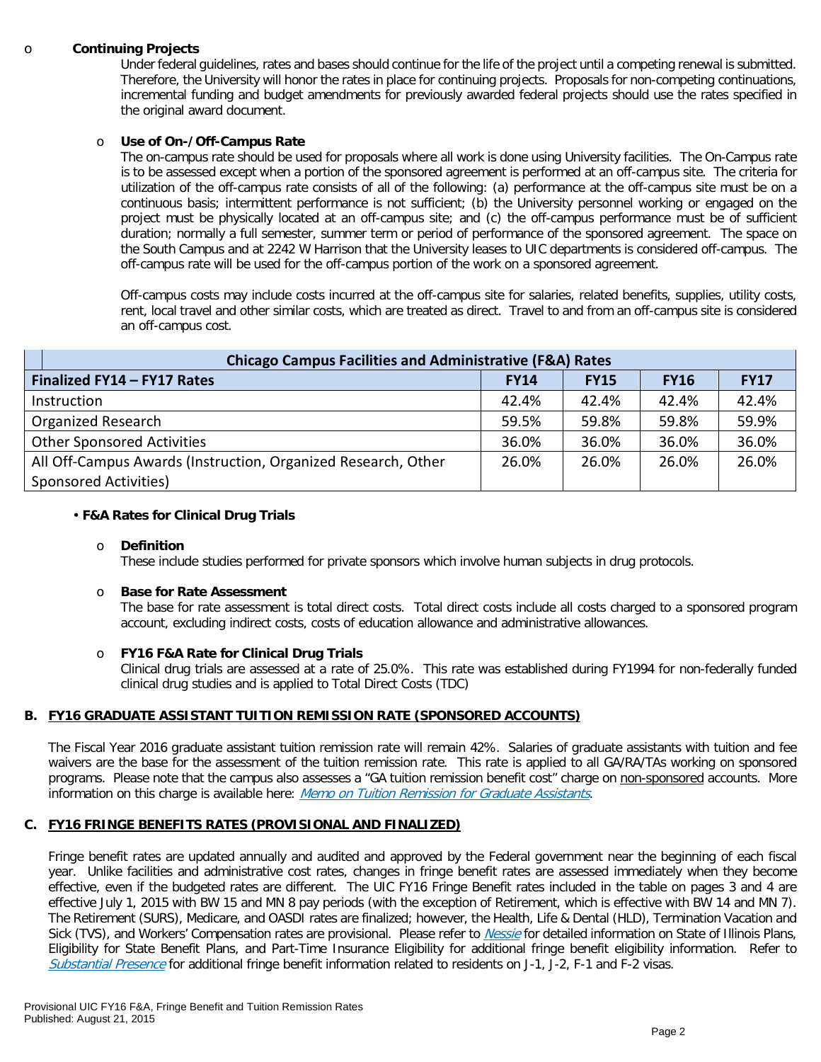- **Continuing Projects**

  Under federal guidelines, rates and bases should continue for the life of the project until a competing renewal is submitted. Therefore, the University will honor the rates in place for continuing projects. Proposals for non-competing continuations, incremental funding and budget amendments for previously awarded federal projects should use the rates specified in the original award document.

- **Use of On-/Off-Campus Rate**

  The on-campus rate should be used for proposals where all work is done using University facilities. The On-Campus rate is to be assessed except when a portion of the sponsored agreement is performed at an off-campus site. The criteria for utilization of the off-campus rate consists of all of the following: (a) performance at the off-campus site must be on a continuous basis; intermittent performance is not sufficient; (b) the University personnel working or engaged on the project must be physically located at an off-campus site; and (c) the off-campus performance must be of sufficient duration; normally a full semester, summer term or period of performance of the sponsored agreement. The space on the South Campus and at 2242 W Harrison that the University leases to UIC departments is considered off-campus. The off-campus rate will be used for the off-campus portion of the work on a sponsored agreement.

  Off-campus costs may include costs incurred at the off-campus site for salaries, related benefits, supplies, utility costs, rent, local travel and other similar costs, which are treated as direct. Travel to and from an off-campus site is considered an off-campus cost.

| Chicago Campus Facilities and Administrative (F&A) Rates | | | | |
|---|---|---|---|---|
| **Finalized FY14 – FY17 Rates** | **FY14** | **FY15** | **FY16** | **FY17** |
| Instruction | 42.4% | 42.4% | 42.4% | 42.4% |
| Organized Research | 59.5% | 59.8% | 59.8% | 59.9% |
| Other Sponsored Activities | 36.0% | 36.0% | 36.0% | 36.0% |
| All Off-Campus Awards (Instruction, Organized Research, Other Sponsored Activities) | 26.0% | 26.0% | 26.0% | 26.0% |

- **F&A Rates for Clinical Drug Trials**

  - **Definition**

    These include studies performed for private sponsors which involve human subjects in drug protocols.

  - **Base for Rate Assessment**

    The base for rate assessment is total direct costs. Total direct costs include all costs charged to a sponsored program account, excluding indirect costs, costs of education allowance and administrative allowances.

  - **FY16 F&A Rate for Clinical Drug Trials**

    Clinical drug trials are assessed at a rate of 25.0%. This rate was established during FY1994 for non-federally funded clinical drug studies and is applied to Total Direct Costs (TDC)

## B. FY16 GRADUATE ASSISTANT TUITION REMISSION RATE (SPONSORED ACCOUNTS)

The Fiscal Year 2016 graduate assistant tuition remission rate will remain 42%. Salaries of graduate assistants with tuition and fee waivers are the base for the assessment of the tuition remission rate. This rate is applied to all GA/RA/TAs working on sponsored programs. Please note that the campus also assesses a "GA tuition remission benefit cost" charge on non-sponsored accounts. More information on this charge is available here: *Memo on Tuition Remission for Graduate Assistants*.

## C. FY16 FRINGE BENEFITS RATES (PROVISIONAL AND FINALIZED)

Fringe benefit rates are updated annually and audited and approved by the Federal government near the beginning of each fiscal year. Unlike facilities and administrative cost rates, changes in fringe benefit rates are assessed immediately when they become effective, even if the budgeted rates are different. The UIC FY16 Fringe Benefit rates included in the table on pages 3 and 4 are effective July 1, 2015 with BW 15 and MN 8 pay periods (with the exception of Retirement, which is effective with BW 14 and MN 7). The Retirement (SURS), Medicare, and OASDI rates are finalized; however, the Health, Life & Dental (HLD), Termination Vacation and Sick (TVS), and Workers' Compensation rates are provisional. Please refer to *Nessie* for detailed information on State of Illinois Plans, Eligibility for State Benefit Plans, and Part-Time Insurance Eligibility for additional fringe benefit eligibility information. Refer to *Substantial Presence* for additional fringe benefit information related to residents on J-1, J-2, F-1 and F-2 visas.

Provisional UIC FY16 F&A, Fringe Benefit and Tuition Remission Rates
Published: August 21, 2015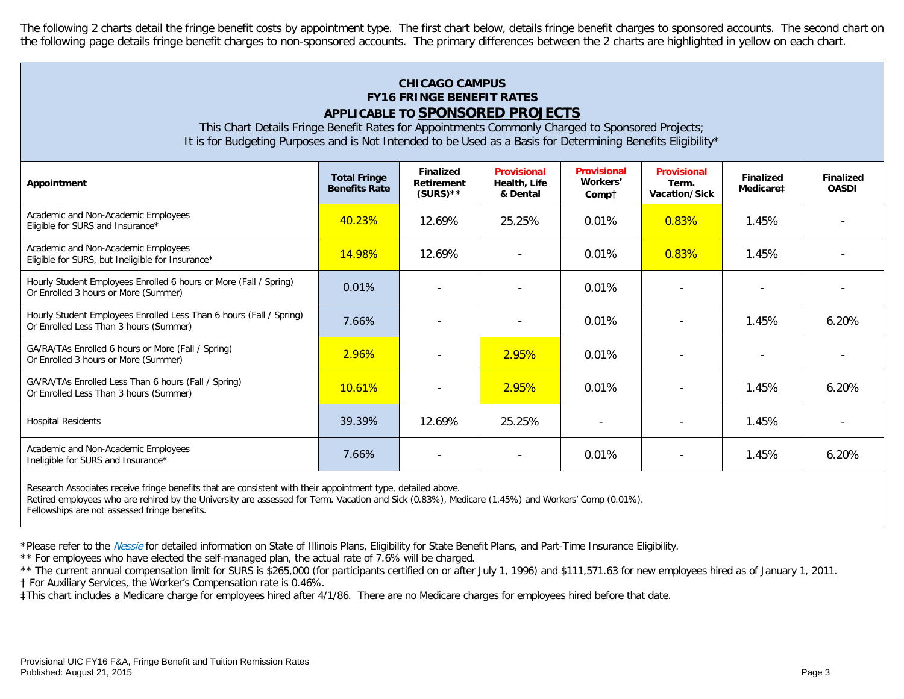The following 2 charts detail the fringe benefit costs by appointment type. The first chart below, details fringe benefit charges to sponsored accounts. The second chart on the following page details fringe benefit charges to non-sponsored accounts. The primary differences between the 2 charts are highlighted in yellow on each chart.

## CHICAGO CAMPUS
## FY16 FRINGE BENEFIT RATES
## APPLICABLE TO SPONSORED PROJECTS

This Chart Details Fringe Benefit Rates for Appointments Commonly Charged to Sponsored Projects;
It is for Budgeting Purposes and is Not Intended to be Used as a Basis for Determining Benefits Eligibility*

| Appointment | Total Fringe Benefits Rate | Finalized Retirement (SURS)** | Provisional Health, Life & Dental | Provisional Workers' Comp† | Provisional Term. Vacation/Sick | Finalized Medicare‡ | Finalized OASDI |
|---|---|---|---|---|---|---|---|
| Academic and Non-Academic Employees Eligible for SURS and Insurance* | 40.23% | 12.69% | 25.25% | 0.01% | 0.83% | 1.45% | - |
| Academic and Non-Academic Employees Eligible for SURS, but Ineligible for Insurance* | 14.98% | 12.69% | - | 0.01% | 0.83% | 1.45% | - |
| Hourly Student Employees Enrolled 6 hours or More (Fall / Spring) Or Enrolled 3 hours or More (Summer) | 0.01% | - | - | 0.01% | - | - | - |
| Hourly Student Employees Enrolled Less Than 6 hours (Fall / Spring) Or Enrolled Less Than 3 hours (Summer) | 7.66% | - | - | 0.01% | - | 1.45% | 6.20% |
| GA/RA/TAs Enrolled 6 hours or More (Fall / Spring) Or Enrolled 3 hours or More (Summer) | 2.96% | - | 2.95% | 0.01% | - | - | - |
| GA/RA/TAs Enrolled Less Than 6 hours (Fall / Spring) Or Enrolled Less Than 3 hours (Summer) | 10.61% | - | 2.95% | 0.01% | - | 1.45% | 6.20% |
| Hospital Residents | 39.39% | 12.69% | 25.25% | - | - | 1.45% | - |
| Academic and Non-Academic Employees Ineligible for SURS and Insurance* | 7.66% | - | - | 0.01% | - | 1.45% | 6.20% |

Research Associates receive fringe benefits that are consistent with their appointment type, detailed above.
Retired employees who are rehired by the University are assessed for Term. Vacation and Sick (0.83%), Medicare (1.45%) and Workers' Comp (0.01%).
Fellowships are not assessed fringe benefits.

*Please refer to the *Nessie* for detailed information on State of Illinois Plans, Eligibility for State Benefit Plans, and Part-Time Insurance Eligibility.
** For employees who have elected the self-managed plan, the actual rate of 7.6% will be charged.
** The current annual compensation limit for SURS is $265,000 (for participants certified on or after July 1, 1996) and $111,571.63 for new employees hired as of January 1, 2011.
† For Auxiliary Services, the Worker's Compensation rate is 0.46%.
‡This chart includes a Medicare charge for employees hired after 4/1/86. There are no Medicare charges for employees hired before that date.

Provisional UIC FY16 F&A, Fringe Benefit and Tuition Remission Rates
Published: August 21, 2015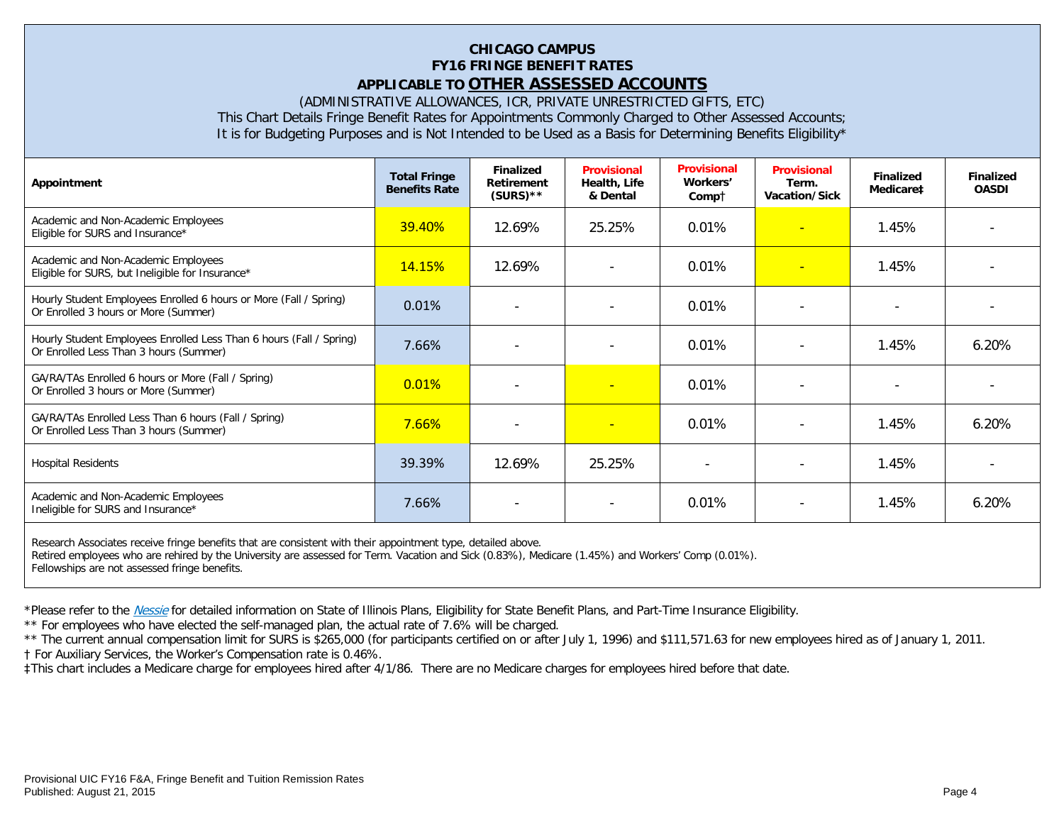# CHICAGO CAMPUS
## FY16 FRINGE BENEFIT RATES
## APPLICABLE TO **OTHER ASSESSED ACCOUNTS**

(ADMINISTRATIVE ALLOWANCES, ICR, PRIVATE UNRESTRICTED GIFTS, ETC)

This Chart Details Fringe Benefit Rates for Appointments Commonly Charged to Other Assessed Accounts;
It is for Budgeting Purposes and is Not Intended to be Used as a Basis for Determining Benefits Eligibility*

| Appointment | Total Fringe Benefits Rate | Finalized Retirement (SURS)** | Provisional Health, Life & Dental | Provisional Workers' Comp† | Provisional Term. Vacation/Sick | Finalized Medicare‡ | Finalized OASDI |
|---|---|---|---|---|---|---|---|
| Academic and Non-Academic Employees Eligible for SURS and Insurance* | 39.40% | 12.69% | 25.25% | 0.01% | - | 1.45% | - |
| Academic and Non-Academic Employees Eligible for SURS, but Ineligible for Insurance* | 14.15% | 12.69% | - | 0.01% | - | 1.45% | - |
| Hourly Student Employees Enrolled 6 hours or More (Fall / Spring) Or Enrolled 3 hours or More (Summer) | 0.01% | - | - | 0.01% | - | - | - |
| Hourly Student Employees Enrolled Less Than 6 hours (Fall / Spring) Or Enrolled Less Than 3 hours (Summer) | 7.66% | - | - | 0.01% | - | 1.45% | 6.20% |
| GA/RA/TAs Enrolled 6 hours or More (Fall / Spring) Or Enrolled 3 hours or More (Summer) | 0.01% | - | - | 0.01% | - | - | - |
| GA/RA/TAs Enrolled Less Than 6 hours (Fall / Spring) Or Enrolled Less Than 3 hours (Summer) | 7.66% | - | - | 0.01% | - | 1.45% | 6.20% |
| Hospital Residents | 39.39% | 12.69% | 25.25% | - | - | 1.45% | - |
| Academic and Non-Academic Employees Ineligible for SURS and Insurance* | 7.66% | - | - | 0.01% | - | 1.45% | 6.20% |

Research Associates receive fringe benefits that are consistent with their appointment type, detailed above.
Retired employees who are rehired by the University are assessed for Term. Vacation and Sick (0.83%), Medicare (1.45%) and Workers' Comp (0.01%).
Fellowships are not assessed fringe benefits.

*Please refer to the *Nessie* for detailed information on State of Illinois Plans, Eligibility for State Benefit Plans, and Part-Time Insurance Eligibility.

** For employees who have elected the self-managed plan, the actual rate of 7.6% will be charged.

** The current annual compensation limit for SURS is $265,000 (for participants certified on or after July 1, 1996) and $111,571.63 for new employees hired as of January 1, 2011.

† For Auxiliary Services, the Worker's Compensation rate is 0.46%.

‡This chart includes a Medicare charge for employees hired after 4/1/86. There are no Medicare charges for employees hired before that date.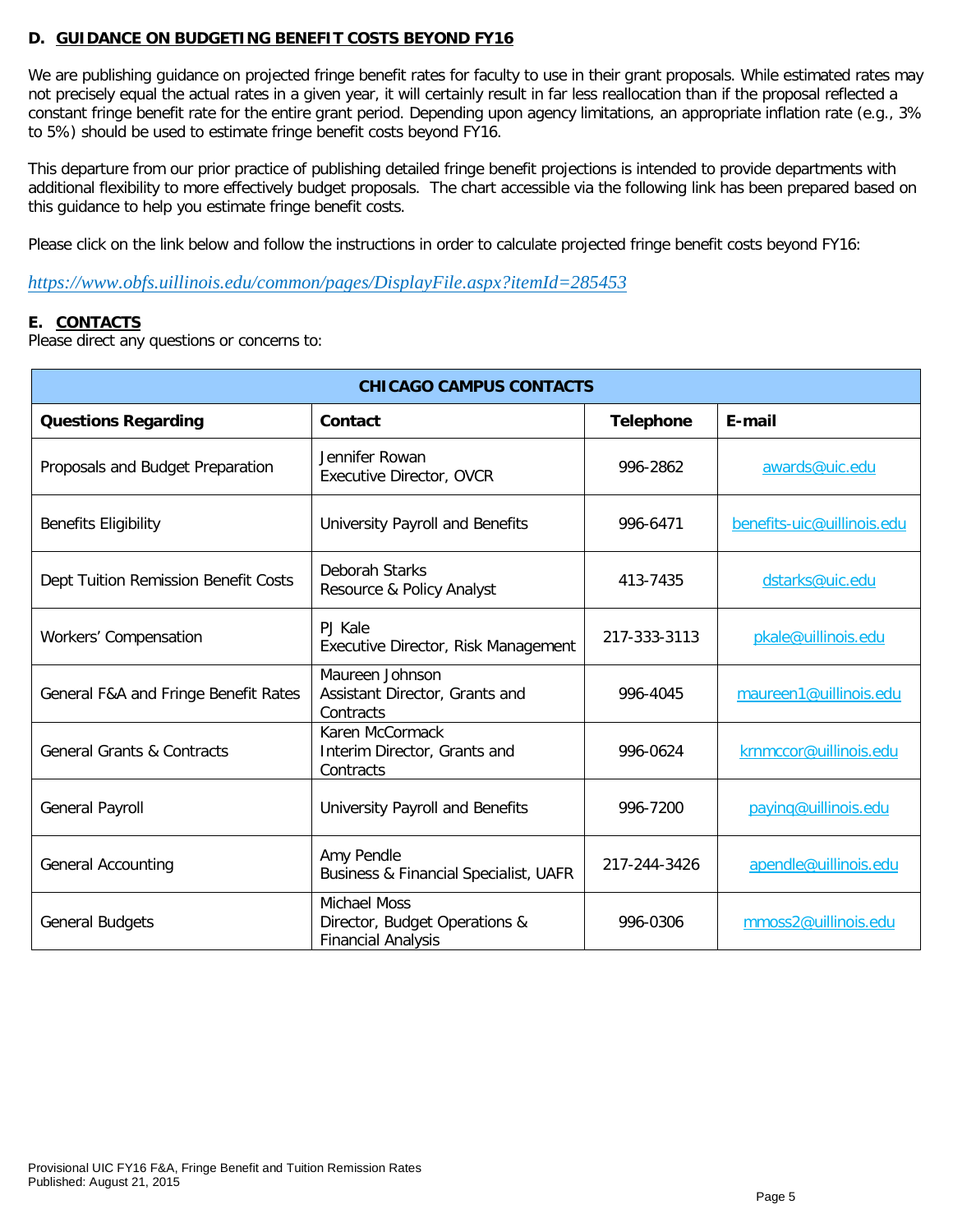## D. GUIDANCE ON BUDGETING BENEFIT COSTS BEYOND FY16

We are publishing guidance on projected fringe benefit rates for faculty to use in their grant proposals. While estimated rates may not precisely equal the actual rates in a given year, it will certainly result in far less reallocation than if the proposal reflected a constant fringe benefit rate for the entire grant period. Depending upon agency limitations, an appropriate inflation rate (e.g., 3% to 5%) should be used to estimate fringe benefit costs beyond FY16.

This departure from our prior practice of publishing detailed fringe benefit projections is intended to provide departments with additional flexibility to more effectively budget proposals. The chart accessible via the following link has been prepared based on this guidance to help you estimate fringe benefit costs.

Please click on the link below and follow the instructions in order to calculate projected fringe benefit costs beyond FY16:

*https://www.obfs.uillinois.edu/common/pages/DisplayFile.aspx?itemId=285453*

## E. CONTACTS

Please direct any questions or concerns to:

| CHICAGO CAMPUS CONTACTS | | | |
|---|---|---|---|
| **Questions Regarding** | **Contact** | **Telephone** | **E-mail** |
| Proposals and Budget Preparation | Jennifer Rowan<br>Executive Director, OVCR | 996-2862 | awards@uic.edu |
| Benefits Eligibility | University Payroll and Benefits | 996-6471 | benefits-uic@uillinois.edu |
| Dept Tuition Remission Benefit Costs | Deborah Starks<br>Resource & Policy Analyst | 413-7435 | dstarks@uic.edu |
| Workers' Compensation | PJ Kale<br>Executive Director, Risk Management | 217-333-3113 | pkale@uillinois.edu |
| General F&A and Fringe Benefit Rates | Maureen Johnson<br>Assistant Director, Grants and Contracts | 996-4045 | maureen1@uillinois.edu |
| General Grants & Contracts | Karen McCormack<br>Interim Director, Grants and Contracts | 996-0624 | krnmccor@uillinois.edu |
| General Payroll | University Payroll and Benefits | 996-7200 | payinq@uillinois.edu |
| General Accounting | Amy Pendle<br>Business & Financial Specialist, UAFR | 217-244-3426 | apendle@uillinois.edu |
| General Budgets | Michael Moss<br>Director, Budget Operations & Financial Analysis | 996-0306 | mmoss2@uillinois.edu |